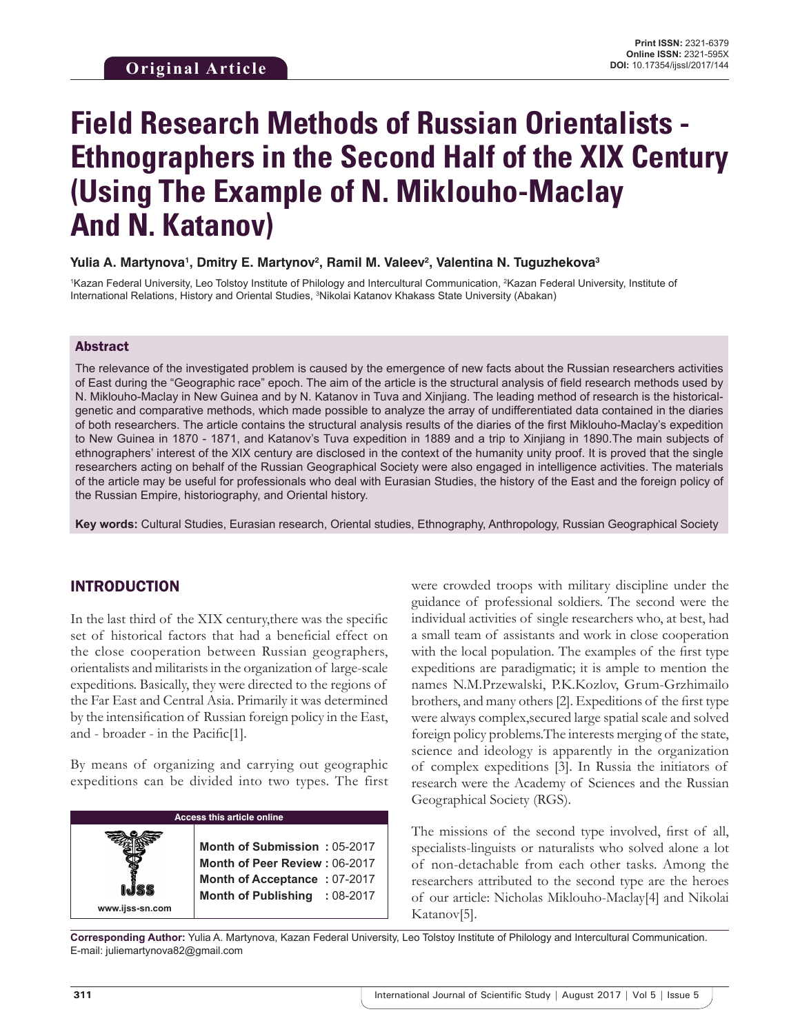Original Article

**Print ISSN:** 2321-6379
**Online ISSN:** 2321-595X
**DOI:** 10.17354/ijssI/2017/144

# Field Research Methods of Russian Orientalists - Ethnographers in the Second Half of the XIX Century (Using The Example of N. Miklouho-Maclay And N. Katanov)

**Yulia A. Martynova[1], Dmitry E. Martynov[2], Ramil M. Valeev[2], Valentina N. Tuguzhekova[3]**

[1]Kazan Federal University, Leo Tolstoy Institute of Philology and Intercultural Communication, [2]Kazan Federal University, Institute of International Relations, History and Oriental Studies, [3]Nikolai Katanov Khakass State University (Abakan)

## Abstract

The relevance of the investigated problem is caused by the emergence of new facts about the Russian researchers activities of East during the "Geographic race" epoch. The aim of the article is the structural analysis of field research methods used by N. Miklouho-Maclay in New Guinea and by N. Katanov in Tuva and Xinjiang. The leading method of research is the historical-genetic and comparative methods, which made possible to analyze the array of undifferentiated data contained in the diaries of both researchers. The article contains the structural analysis results of the diaries of the first Miklouho-Maclay's expedition to New Guinea in 1870 - 1871, and Katanov's Tuva expedition in 1889 and a trip to Xinjiang in 1890.The main subjects of ethnographers' interest of the XIX century are disclosed in the context of the humanity unity proof. It is proved that the single researchers acting on behalf of the Russian Geographical Society were also engaged in intelligence activities. The materials of the article may be useful for professionals who deal with Eurasian Studies, the history of the East and the foreign policy of the Russian Empire, historiography, and Oriental history.

**Key words:** Cultural Studies, Eurasian research, Oriental studies, Ethnography, Anthropology, Russian Geographical Society

## INTRODUCTION

In the last third of the XIX century,there was the specific set of historical factors that had a beneficial effect on the close cooperation between Russian geographers, orientalists and militarists in the organization of large-scale expeditions. Basically, they were directed to the regions of the Far East and Central Asia. Primarily it was determined by the intensification of Russian foreign policy in the East, and - broader - in the Pacific[1].

By means of organizing and carrying out geographic expeditions can be divided into two types. The first were crowded troops with military discipline under the guidance of professional soldiers. The second were the individual activities of single researchers who, at best, had a small team of assistants and work in close cooperation with the local population. The examples of the first type expeditions are paradigmatic; it is ample to mention the names N.M.Przewalski, P.K.Kozlov, Grum-Grzhimailo brothers, and many others [2]. Expeditions of the first type were always complex,secured large spatial scale and solved foreign policy problems.The interests merging of the state, science and ideology is apparently in the organization of complex expeditions [3]. In Russia the initiators of research were the Academy of Sciences and the Russian Geographical Society (RGS).

The missions of the second type involved, first of all, specialists-linguists or naturalists who solved alone a lot of non-detachable from each other tasks. Among the researchers attributed to the second type are the heroes of our article: Nicholas Miklouho-Maclay[4] and Nikolai Katanov[5].

| Access this article online | |
|---|---|
| www.ijss-sn.com | **Month of Submission :** 05-2017<br>**Month of Peer Review :** 06-2017<br>**Month of Acceptance :** 07-2017<br>**Month of Publishing :** 08-2017 |

**Corresponding Author:** Yulia A. Martynova, Kazan Federal University, Leo Tolstoy Institute of Philology and Intercultural Communication. E-mail: juliemartynova82@gmail.com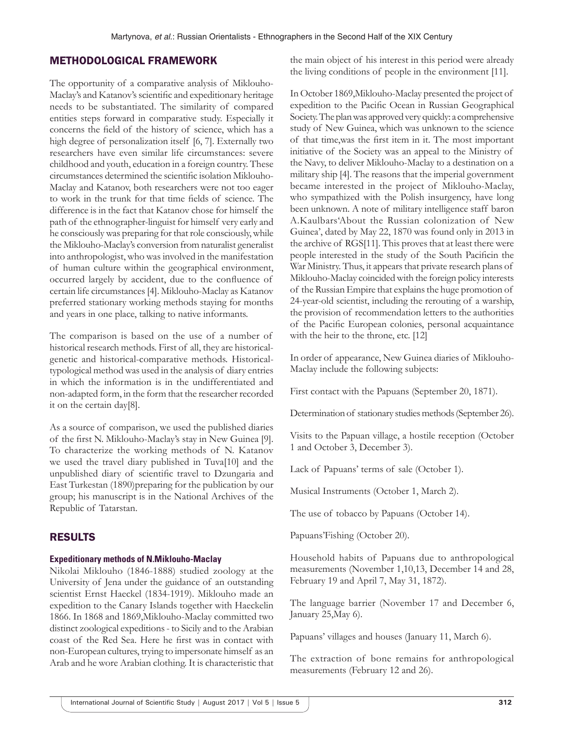## METHODOLOGICAL FRAMEWORK

The opportunity of a comparative analysis of Miklouho-Maclay's and Katanov's scientific and expeditionary heritage needs to be substantiated. The similarity of compared entities steps forward in comparative study. Especially it concerns the field of the history of science, which has a high degree of personalization itself [6, 7]. Externally two researchers have even similar life circumstances: severe childhood and youth, education in a foreign country. These circumstances determined the scientific isolation Miklouho-Maclay and Katanov, both researchers were not too eager to work in the trunk for that time fields of science. The difference is in the fact that Katanov chose for himself the path of the ethnographer-linguist for himself very early and he consciously was preparing for that role consciously, while the Miklouho-Maclay's conversion from naturalist generalist into anthropologist, who was involved in the manifestation of human culture within the geographical environment, occurred largely by accident, due to the confluence of certain life circumstances [4]. Miklouho-Maclay as Katanov preferred stationary working methods staying for months and years in one place, talking to native informants.

The comparison is based on the use of a number of historical research methods. First of all, they are historical-genetic and historical-comparative methods. Historical-typological method was used in the analysis of diary entries in which the information is in the undifferentiated and non-adapted form, in the form that the researcher recorded it on the certain day[8].

As a source of comparison, we used the published diaries of the first N. Miklouho-Maclay's stay in New Guinea [9]. To characterize the working methods of N. Katanov we used the travel diary published in Tuva[10] and the unpublished diary of scientific travel to Dzungaria and East Turkestan (1890)preparing for the publication by our group; his manuscript is in the National Archives of the Republic of Tatarstan.

## RESULTS

### Expeditionary methods of N.Miklouho-Maclay

Nikolai Miklouho (1846-1888) studied zoology at the University of Jena under the guidance of an outstanding scientist Ernst Haeckel (1834-1919). Miklouho made an expedition to the Canary Islands together with Haeckelin 1866. In 1868 and 1869,Miklouho-Maclay committed two distinct zoological expeditions - to Sicily and to the Arabian coast of the Red Sea. Here he first was in contact with non-European cultures, trying to impersonate himself as an Arab and he wore Arabian clothing. It is characteristic that the main object of his interest in this period were already the living conditions of people in the environment [11].

In October 1869,Miklouho-Maclay presented the project of expedition to the Pacific Ocean in Russian Geographical Society. The plan was approved very quickly: a comprehensive study of New Guinea, which was unknown to the science of that time,was the first item in it. The most important initiative of the Society was an appeal to the Ministry of the Navy, to deliver Miklouho-Maclay to a destination on a military ship [4]. The reasons that the imperial government became interested in the project of Miklouho-Maclay, who sympathized with the Polish insurgency, have long been unknown. A note of military intelligence staff baron A.Kaulbars'About the Russian colonization of New Guinea', dated by May 22, 1870 was found only in 2013 in the archive of RGS[11]. This proves that at least there were people interested in the study of the South Pacificin the War Ministry. Thus, it appears that private research plans of Miklouho-Maclay coincided with the foreign policy interests of the Russian Empire that explains the huge promotion of 24-year-old scientist, including the rerouting of a warship, the provision of recommendation letters to the authorities of the Pacific European colonies, personal acquaintance with the heir to the throne, etc. [12]

In order of appearance, New Guinea diaries of Miklouho-Maclay include the following subjects:

First contact with the Papuans (September 20, 1871).

Determination of stationary studies methods (September 26).

Visits to the Papuan village, a hostile reception (October 1 and October 3, December 3).

Lack of Papuans' terms of sale (October 1).

Musical Instruments (October 1, March 2).

The use of tobacco by Papuans (October 14).

Papuans'Fishing (October 20).

Household habits of Papuans due to anthropological measurements (November 1,10,13, December 14 and 28, February 19 and April 7, May 31, 1872).

The language barrier (November 17 and December 6, January 25,May 6).

Papuans' villages and houses (January 11, March 6).

The extraction of bone remains for anthropological measurements (February 12 and 26).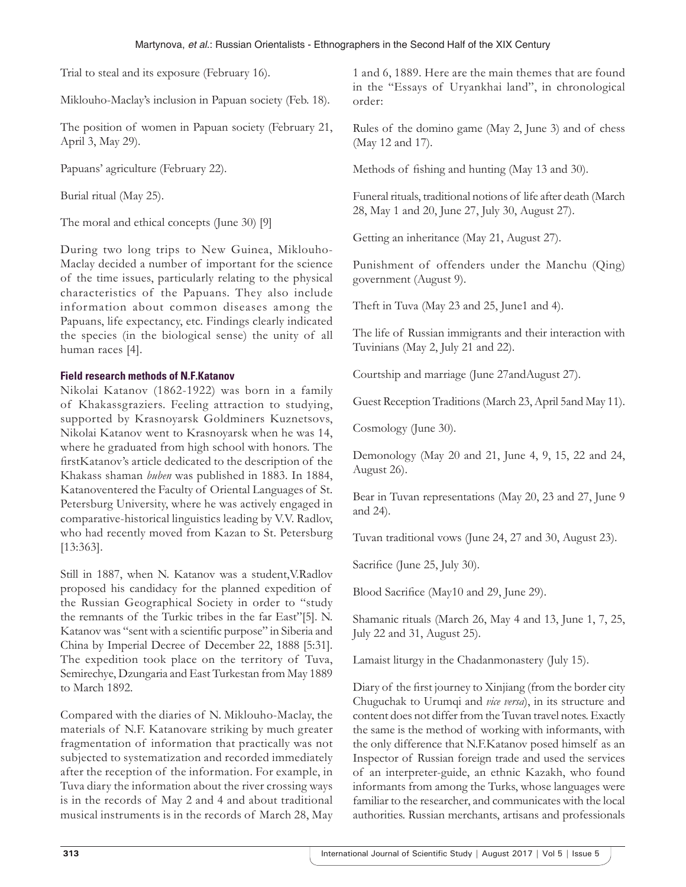Trial to steal and its exposure (February 16).

Miklouho-Maclay's inclusion in Papuan society (Feb. 18).

The position of women in Papuan society (February 21, April 3, May 29).

Papuans' agriculture (February 22).

Burial ritual (May 25).

The moral and ethical concepts (June 30) [9]

During two long trips to New Guinea, Miklouho-Maclay decided a number of important for the science of the time issues, particularly relating to the physical characteristics of the Papuans. They also include information about common diseases among the Papuans, life expectancy, etc. Findings clearly indicated the species (in the biological sense) the unity of all human races [4].

### Field research methods of N.F.Katanov

Nikolai Katanov (1862-1922) was born in a family of Khakassgraziers. Feeling attraction to studying, supported by Krasnoyarsk Goldminers Kuznetsovs, Nikolai Katanov went to Krasnoyarsk when he was 14, where he graduated from high school with honors. The firstKatanov's article dedicated to the description of the Khakass shaman *buben* was published in 1883. In 1884, Katanoventered the Faculty of Oriental Languages of St. Petersburg University, where he was actively engaged in comparative-historical linguistics leading by V.V. Radlov, who had recently moved from Kazan to St. Petersburg [13:363].

Still in 1887, when N. Katanov was a student,V.Radlov proposed his candidacy for the planned expedition of the Russian Geographical Society in order to "study the remnants of the Turkic tribes in the far East"[5]. N. Katanov was "sent with a scientific purpose" in Siberia and China by Imperial Decree of December 22, 1888 [5:31]. The expedition took place on the territory of Tuva, Semirechye, Dzungaria and East Turkestan from May 1889 to March 1892.

Compared with the diaries of N. Miklouho-Maclay, the materials of N.F. Katanovare striking by much greater fragmentation of information that practically was not subjected to systematization and recorded immediately after the reception of the information. For example, in Tuva diary the information about the river crossing ways is in the records of May 2 and 4 and about traditional musical instruments is in the records of March 28, May 1 and 6, 1889. Here are the main themes that are found in the "Essays of Uryankhai land", in chronological order:

Rules of the domino game (May 2, June 3) and of chess (May 12 and 17).

Methods of fishing and hunting (May 13 and 30).

Funeral rituals, traditional notions of life after death (March 28, May 1 and 20, June 27, July 30, August 27).

Getting an inheritance (May 21, August 27).

Punishment of offenders under the Manchu (Qing) government (August 9).

Theft in Tuva (May 23 and 25, June1 and 4).

The life of Russian immigrants and their interaction with Tuvinians (May 2, July 21 and 22).

Courtship and marriage (June 27andAugust 27).

Guest Reception Traditions (March 23, April 5and May 11).

Cosmology (June 30).

Demonology (May 20 and 21, June 4, 9, 15, 22 and 24, August 26).

Bear in Tuvan representations (May 20, 23 and 27, June 9 and 24).

Tuvan traditional vows (June 24, 27 and 30, August 23).

Sacrifice (June 25, July 30).

Blood Sacrifice (May10 and 29, June 29).

Shamanic rituals (March 26, May 4 and 13, June 1, 7, 25, July 22 and 31, August 25).

Lamaist liturgy in the Chadanmonastery (July 15).

Diary of the first journey to Xinjiang (from the border city Chuguchak to Urumqi and *vice versa*), in its structure and content does not differ from the Tuvan travel notes. Exactly the same is the method of working with informants, with the only difference that N.F.Katanov posed himself as an Inspector of Russian foreign trade and used the services of an interpreter-guide, an ethnic Kazakh, who found informants from among the Turks, whose languages were familiar to the researcher, and communicates with the local authorities. Russian merchants, artisans and professionals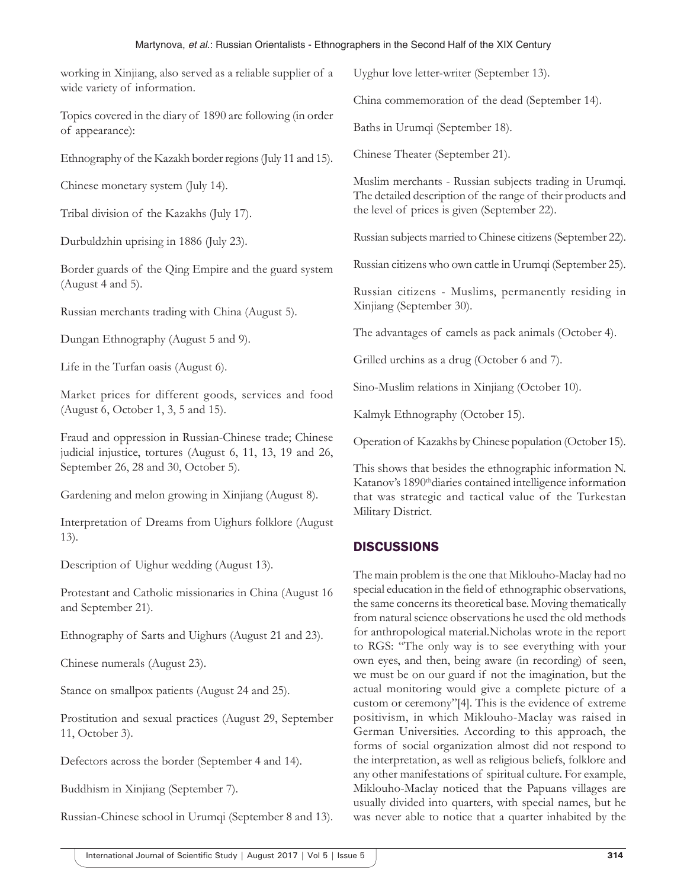working in Xinjiang, also served as a reliable supplier of a wide variety of information.

Topics covered in the diary of 1890 are following (in order of appearance):

Ethnography of the Kazakh border regions (July 11 and 15).

Chinese monetary system (July 14).

Tribal division of the Kazakhs (July 17).

Durbuldzhin uprising in 1886 (July 23).

Border guards of the Qing Empire and the guard system (August 4 and 5).

Russian merchants trading with China (August 5).

Dungan Ethnography (August 5 and 9).

Life in the Turfan oasis (August 6).

Market prices for different goods, services and food (August 6, October 1, 3, 5 and 15).

Fraud and oppression in Russian-Chinese trade; Chinese judicial injustice, tortures (August 6, 11, 13, 19 and 26, September 26, 28 and 30, October 5).

Gardening and melon growing in Xinjiang (August 8).

Interpretation of Dreams from Uighurs folklore (August 13).

Description of Uighur wedding (August 13).

Protestant and Catholic missionaries in China (August 16 and September 21).

Ethnography of Sarts and Uighurs (August 21 and 23).

Chinese numerals (August 23).

Stance on smallpox patients (August 24 and 25).

Prostitution and sexual practices (August 29, September 11, October 3).

Defectors across the border (September 4 and 14).

Buddhism in Xinjiang (September 7).

Russian-Chinese school in Urumqi (September 8 and 13).

Uyghur love letter-writer (September 13).

China commemoration of the dead (September 14).

Baths in Urumqi (September 18).

Chinese Theater (September 21).

Muslim merchants - Russian subjects trading in Urumqi. The detailed description of the range of their products and the level of prices is given (September 22).

Russian subjects married to Chinese citizens (September 22).

Russian citizens who own cattle in Urumqi (September 25).

Russian citizens - Muslims, permanently residing in Xinjiang (September 30).

The advantages of camels as pack animals (October 4).

Grilled urchins as a drug (October 6 and 7).

Sino-Muslim relations in Xinjiang (October 10).

Kalmyk Ethnography (October 15).

Operation of Kazakhs by Chinese population (October 15).

This shows that besides the ethnographic information N. Katanov's 1890thdiaries contained intelligence information that was strategic and tactical value of the Turkestan Military District.

## DISCUSSIONS

The main problem is the one that Miklouho-Maclay had no special education in the field of ethnographic observations, the same concerns its theoretical base. Moving thematically from natural science observations he used the old methods for anthropological material.Nicholas wrote in the report to RGS: "The only way is to see everything with your own eyes, and then, being aware (in recording) of seen, we must be on our guard if not the imagination, but the actual monitoring would give a complete picture of a custom or ceremony"[4]. This is the evidence of extreme positivism, in which Miklouho-Maclay was raised in German Universities. According to this approach, the forms of social organization almost did not respond to the interpretation, as well as religious beliefs, folklore and any other manifestations of spiritual culture. For example, Miklouho-Maclay noticed that the Papuans villages are usually divided into quarters, with special names, but he was never able to notice that a quarter inhabited by the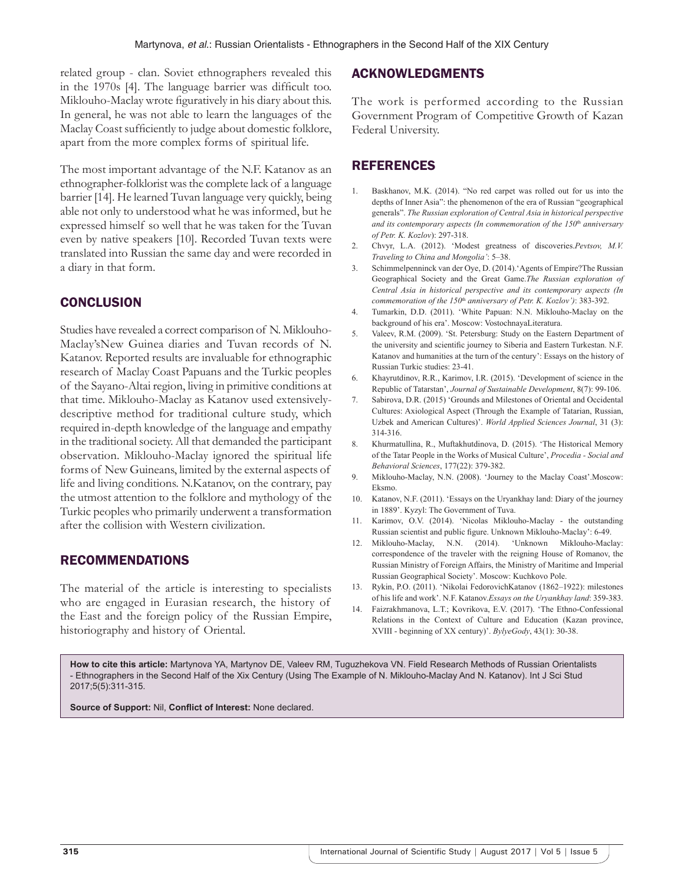related group - clan. Soviet ethnographers revealed this in the 1970s [4]. The language barrier was difficult too. Miklouho-Maclay wrote figuratively in his diary about this. In general, he was not able to learn the languages of the Maclay Coast sufficiently to judge about domestic folklore, apart from the more complex forms of spiritual life.

The most important advantage of the N.F. Katanov as an ethnographer-folklorist was the complete lack of a language barrier [14]. He learned Tuvan language very quickly, being able not only to understood what he was informed, but he expressed himself so well that he was taken for the Tuvan even by native speakers [10]. Recorded Tuvan texts were translated into Russian the same day and were recorded in a diary in that form.

## CONCLUSION

Studies have revealed a correct comparison of N. Miklouho-Maclay'sNew Guinea diaries and Tuvan records of N. Katanov. Reported results are invaluable for ethnographic research of Maclay Coast Papuans and the Turkic peoples of the Sayano-Altai region, living in primitive conditions at that time. Miklouho-Maclay as Katanov used extensively-descriptive method for traditional culture study, which required in-depth knowledge of the language and empathy in the traditional society. All that demanded the participant observation. Miklouho-Maclay ignored the spiritual life forms of New Guineans, limited by the external aspects of life and living conditions. N.Katanov, on the contrary, pay the utmost attention to the folklore and mythology of the Turkic peoples who primarily underwent a transformation after the collision with Western civilization.

## RECOMMENDATIONS

The material of the article is interesting to specialists who are engaged in Eurasian research, the history of the East and the foreign policy of the Russian Empire, historiography and history of Oriental.

## ACKNOWLEDGMENTS

The work is performed according to the Russian Government Program of Competitive Growth of Kazan Federal University.

## REFERENCES

1. Baskhanov, M.K. (2014). "No red carpet was rolled out for us into the depths of Inner Asia": the phenomenon of the era of Russian "geographical generals". *The Russian exploration of Central Asia in historical perspective and its contemporary aspects (In commemoration of the 150th anniversary of Petr. K. Kozlov*): 297-318.
2. Chvyr, L.A. (2012). 'Modest greatness of discoveries.*Pevtsov, M.V. Traveling to China and Mongolia'*: 5–38.
3. Schimmelpenninck van der Oye, D. (2014).'Agents of Empire?The Russian Geographical Society and the Great Game.*The Russian exploration of Central Asia in historical perspective and its contemporary aspects (In commemoration of the 150th anniversary of Petr. K. Kozlov')*: 383-392.
4. Tumarkin, D.D. (2011). 'White Papuan: N.N. Miklouho-Maclay on the background of his era'. Moscow: VostochnayaLiteratura.
5. Valeev, R.M. (2009). 'St. Petersburg: Study on the Eastern Department of the university and scientific journey to Siberia and Eastern Turkestan. N.F. Katanov and humanities at the turn of the century': Essays on the history of Russian Turkic studies: 23-41.
6. Khayrutdinov, R.R., Karimov, I.R. (2015). 'Development of science in the Republic of Tatarstan', *Journal of Sustainable Development*, 8(7): 99-106.
7. Sabirova, D.R. (2015) 'Grounds and Milestones of Oriental and Occidental Cultures: Axiological Aspect (Through the Example of Tatarian, Russian, Uzbek and American Cultures)'. *World Applied Sciences Journal*, 31 (3): 314-316.
8. Khurmatullina, R., Muftakhutdinova, D. (2015). 'The Historical Memory of the Tatar People in the Works of Musical Culture', *Procedia - Social and Behavioral Sciences*, 177(22): 379-382.
9. Miklouho-Maclay, N.N. (2008). 'Journey to the Maclay Coast'.Moscow: Eksmo.
10. Katanov, N.F. (2011). 'Essays on the Uryankhay land: Diary of the journey in 1889'. Kyzyl: The Government of Tuva.
11. Karimov, O.V. (2014). 'Nicolas Miklouho-Maclay - the outstanding Russian scientist and public figure. Unknown Miklouho-Maclay': 6-49.
12. Miklouho-Maclay, N.N. (2014). 'Unknown Miklouho-Maclay: correspondence of the traveler with the reigning House of Romanov, the Russian Ministry of Foreign Affairs, the Ministry of Maritime and Imperial Russian Geographical Society'. Moscow: Kuchkovo Pole.
13. Rykin, P.O. (2011). 'Nikolai FedorovichKatanov (1862–1922): milestones of his life and work'. N.F. Katanov.*Essays on the Uryankhay land*: 359-383.
14. Faizrakhmanova, L.T.; Kovrikova, E.V. (2017). 'The Ethno-Confessional Relations in the Context of Culture and Education (Kazan province, XVIII - beginning of XX century)'. *BylyeGody*, 43(1): 30-38.

**How to cite this article:** Martynova YA, Martynov DE, Valeev RM, Tuguzhekova VN. Field Research Methods of Russian Orientalists - Ethnographers in the Second Half of the Xix Century (Using The Example of N. Miklouho-Maclay And N. Katanov). Int J Sci Stud 2017;5(5):311-315.

**Source of Support:** Nil, **Conflict of Interest:** None declared.